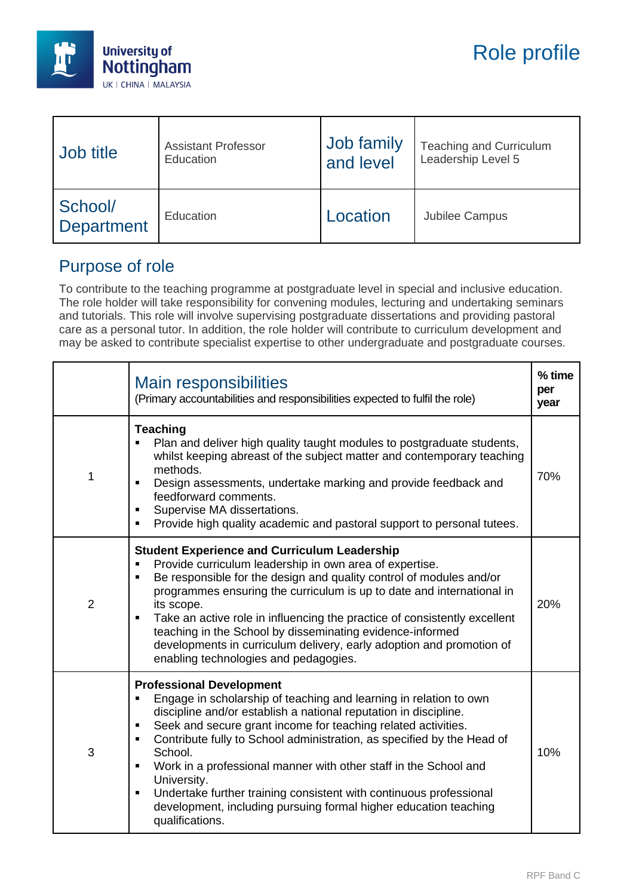University of Nottingham
UK | CHINA | MALAYSIA

# Role profile

| Job title | Assistant Professor Education | Job family and level | Teaching and Curriculum Leadership Level 5 |
|---|---|---|---|
| School/ Department | Education | Location | Jubilee Campus |

## Purpose of role

To contribute to the teaching programme at postgraduate level in special and inclusive education. The role holder will take responsibility for convening modules, lecturing and undertaking seminars and tutorials. This role will involve supervising postgraduate dissertations and providing pastoral care as a personal tutor. In addition, the role holder will contribute to curriculum development and may be asked to contribute specialist expertise to other undergraduate and postgraduate courses.

| | Main responsibilities (Primary accountabilities and responsibilities expected to fulfil the role) | % time per year |
|---|---|---|
| 1 | **Teaching**<br>▪ Plan and deliver high quality taught modules to postgraduate students, whilst keeping abreast of the subject matter and contemporary teaching methods.<br>▪ Design assessments, undertake marking and provide feedback and feedforward comments.<br>▪ Supervise MA dissertations.<br>▪ Provide high quality academic and pastoral support to personal tutees. | 70% |
| 2 | **Student Experience and Curriculum Leadership**<br>▪ Provide curriculum leadership in own area of expertise.<br>▪ Be responsible for the design and quality control of modules and/or programmes ensuring the curriculum is up to date and international in its scope.<br>▪ Take an active role in influencing the practice of consistently excellent teaching in the School by disseminating evidence-informed developments in curriculum delivery, early adoption and promotion of enabling technologies and pedagogies. | 20% |
| 3 | **Professional Development**<br>▪ Engage in scholarship of teaching and learning in relation to own discipline and/or establish a national reputation in discipline.<br>▪ Seek and secure grant income for teaching related activities.<br>▪ Contribute fully to School administration, as specified by the Head of School.<br>▪ Work in a professional manner with other staff in the School and University.<br>▪ Undertake further training consistent with continuous professional development, including pursuing formal higher education teaching qualifications. | 10% |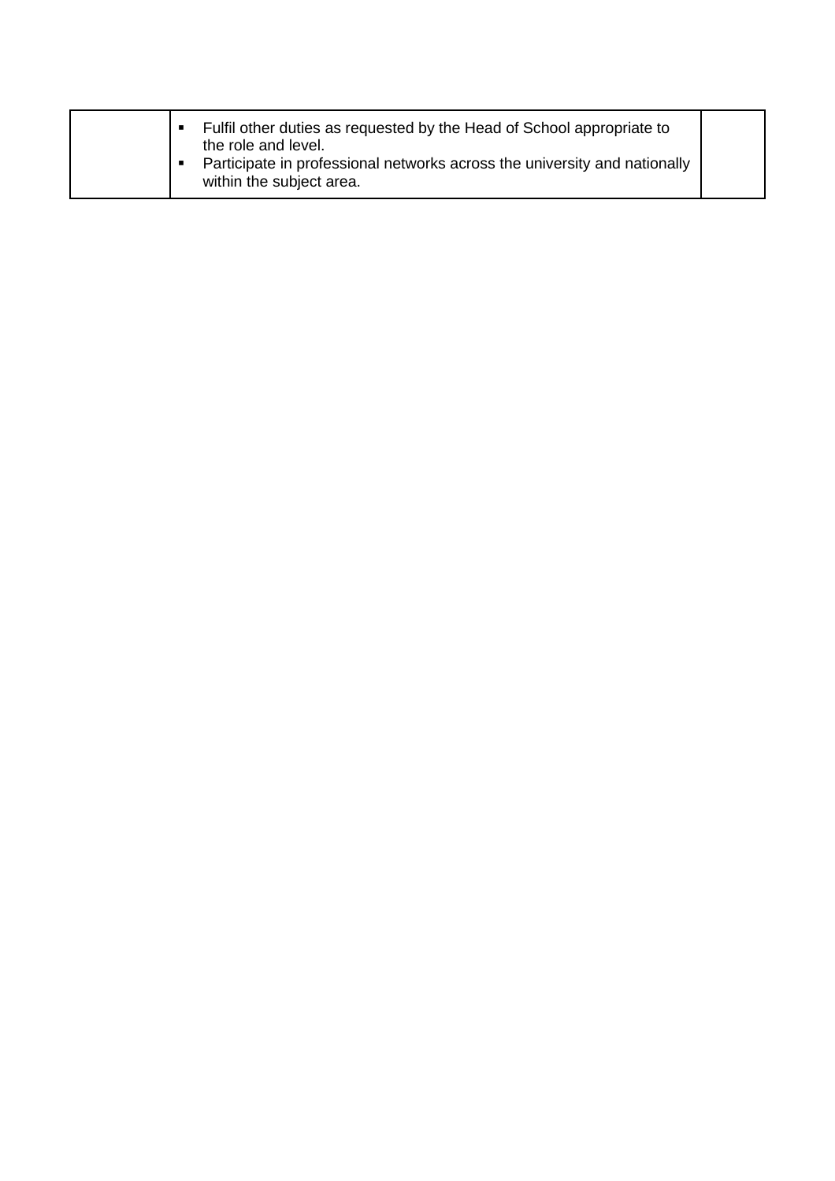| | | |
|---|---|---|
| | ▪ Fulfil other duties as requested by the Head of School appropriate to the role and level.<br>▪ Participate in professional networks across the university and nationally within the subject area. | |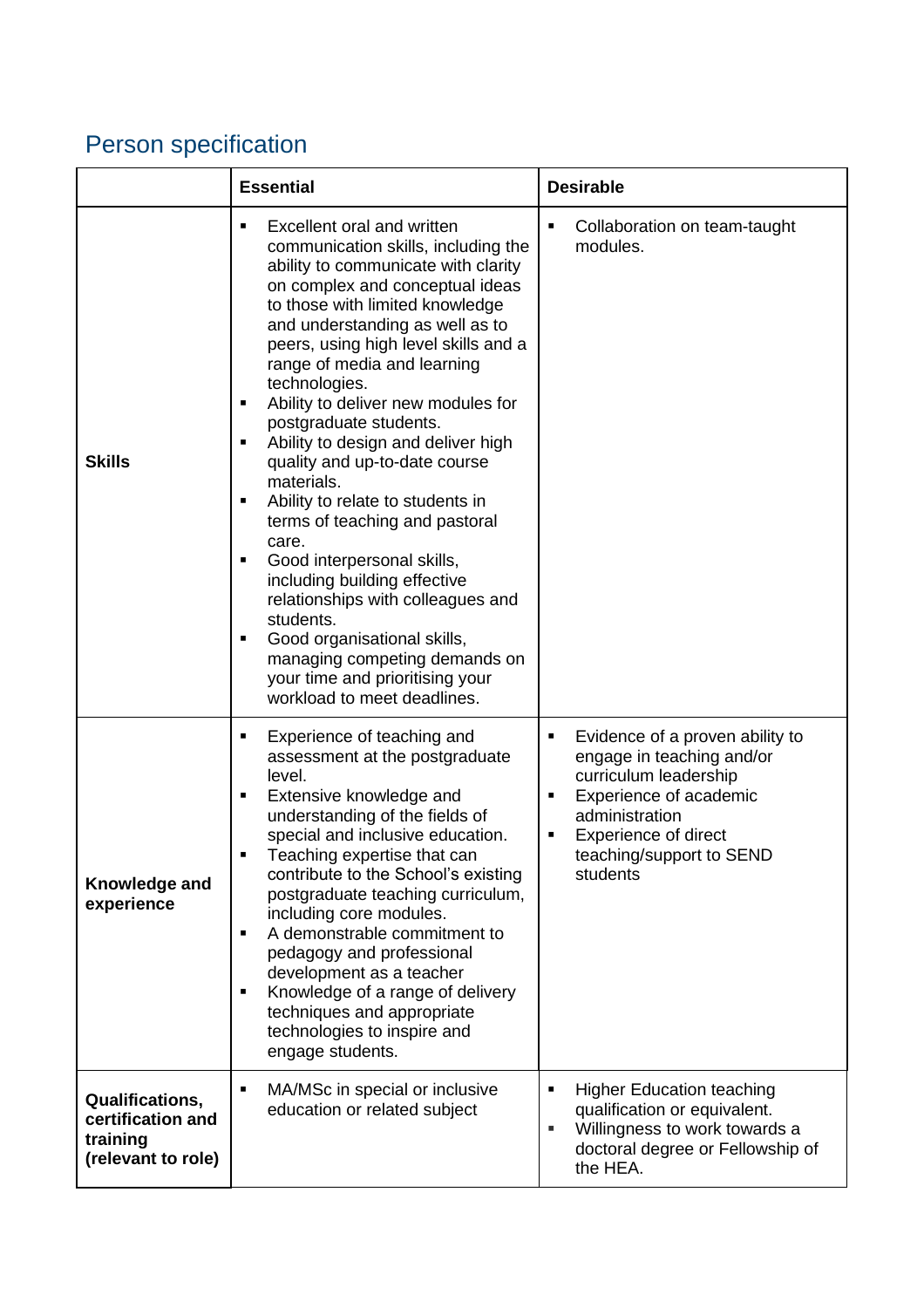## Person specification

| | Essential | Desirable |
|---|---|---|
| **Skills** | ▪ Excellent oral and written communication skills, including the ability to communicate with clarity on complex and conceptual ideas to those with limited knowledge and understanding as well as to peers, using high level skills and a range of media and learning technologies.<br>▪ Ability to deliver new modules for postgraduate students.<br>▪ Ability to design and deliver high quality and up-to-date course materials.<br>▪ Ability to relate to students in terms of teaching and pastoral care.<br>▪ Good interpersonal skills, including building effective relationships with colleagues and students.<br>▪ Good organisational skills, managing competing demands on your time and prioritising your workload to meet deadlines. | ▪ Collaboration on team-taught modules. |
| **Knowledge and experience** | ▪ Experience of teaching and assessment at the postgraduate level.<br>▪ Extensive knowledge and understanding of the fields of special and inclusive education.<br>▪ Teaching expertise that can contribute to the School's existing postgraduate teaching curriculum, including core modules.<br>▪ A demonstrable commitment to pedagogy and professional development as a teacher<br>▪ Knowledge of a range of delivery techniques and appropriate technologies to inspire and engage students. | ▪ Evidence of a proven ability to engage in teaching and/or curriculum leadership<br>▪ Experience of academic administration<br>▪ Experience of direct teaching/support to SEND students |
| **Qualifications, certification and training (relevant to role)** | ▪ MA/MSc in special or inclusive education or related subject | ▪ Higher Education teaching qualification or equivalent.<br>▪ Willingness to work towards a doctoral degree or Fellowship of the HEA. |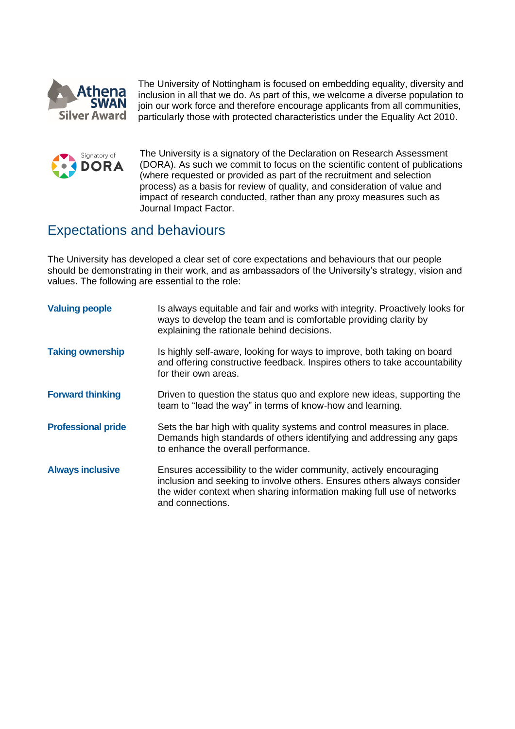The University of Nottingham is focused on embedding equality, diversity and inclusion in all that we do. As part of this, we welcome a diverse population to join our work force and therefore encourage applicants from all communities, particularly those with protected characteristics under the Equality Act 2010.

The University is a signatory of the Declaration on Research Assessment (DORA). As such we commit to focus on the scientific content of publications (where requested or provided as part of the recruitment and selection process) as a basis for review of quality, and consideration of value and impact of research conducted, rather than any proxy measures such as Journal Impact Factor.

## Expectations and behaviours

The University has developed a clear set of core expectations and behaviours that our people should be demonstrating in their work, and as ambassadors of the University's strategy, vision and values. The following are essential to the role:

**Valuing people** — Is always equitable and fair and works with integrity. Proactively looks for ways to develop the team and is comfortable providing clarity by explaining the rationale behind decisions.

**Taking ownership** — Is highly self-aware, looking for ways to improve, both taking on board and offering constructive feedback. Inspires others to take accountability for their own areas.

**Forward thinking** — Driven to question the status quo and explore new ideas, supporting the team to "lead the way" in terms of know-how and learning.

**Professional pride** — Sets the bar high with quality systems and control measures in place. Demands high standards of others identifying and addressing any gaps to enhance the overall performance.

**Always inclusive** — Ensures accessibility to the wider community, actively encouraging inclusion and seeking to involve others. Ensures others always consider the wider context when sharing information making full use of networks and connections.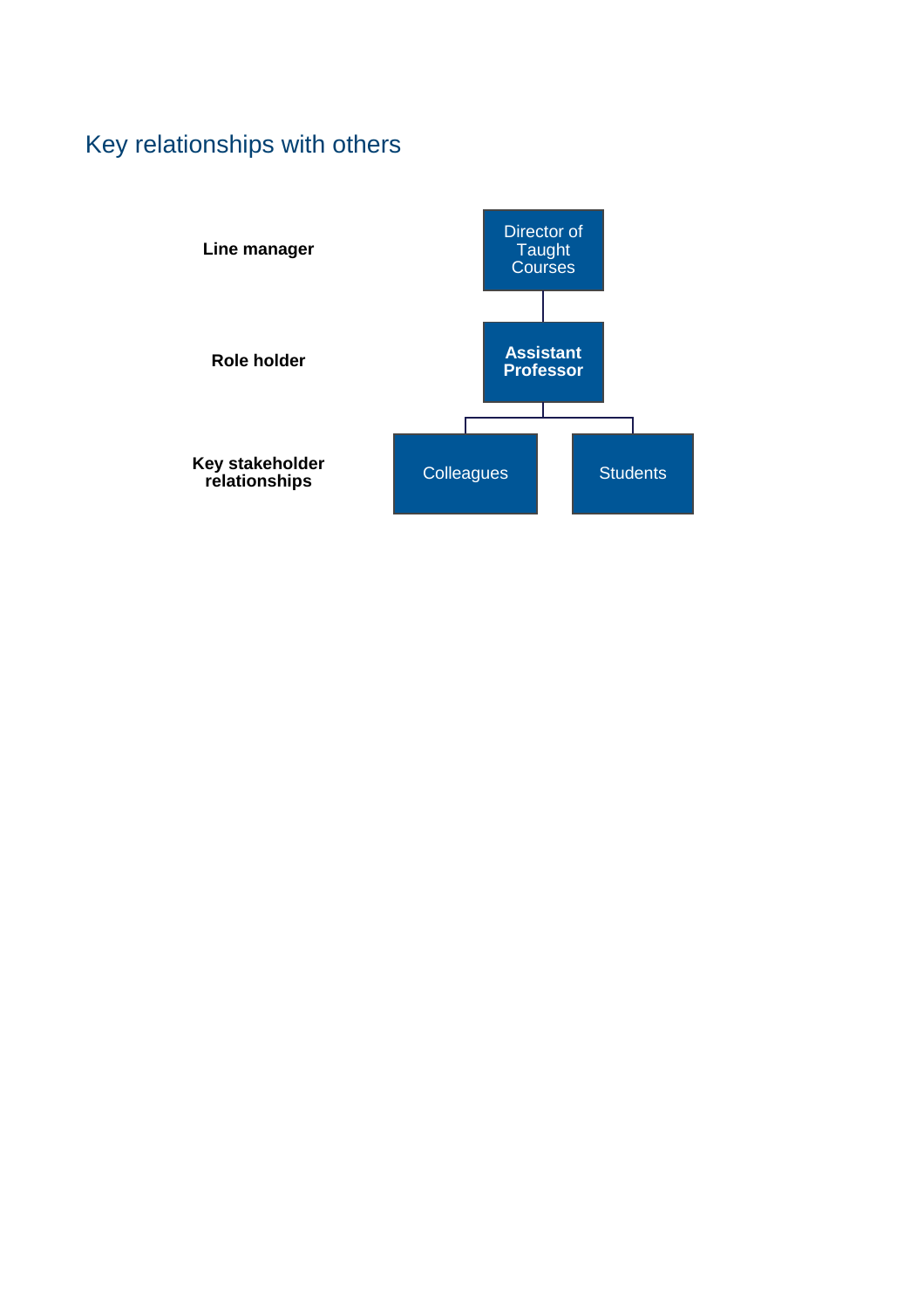## Key relationships with others

**Line manager**

Director of Taught Courses

**Role holder**

**Assistant Professor**

**Key stakeholder relationships**

Colleagues

Students